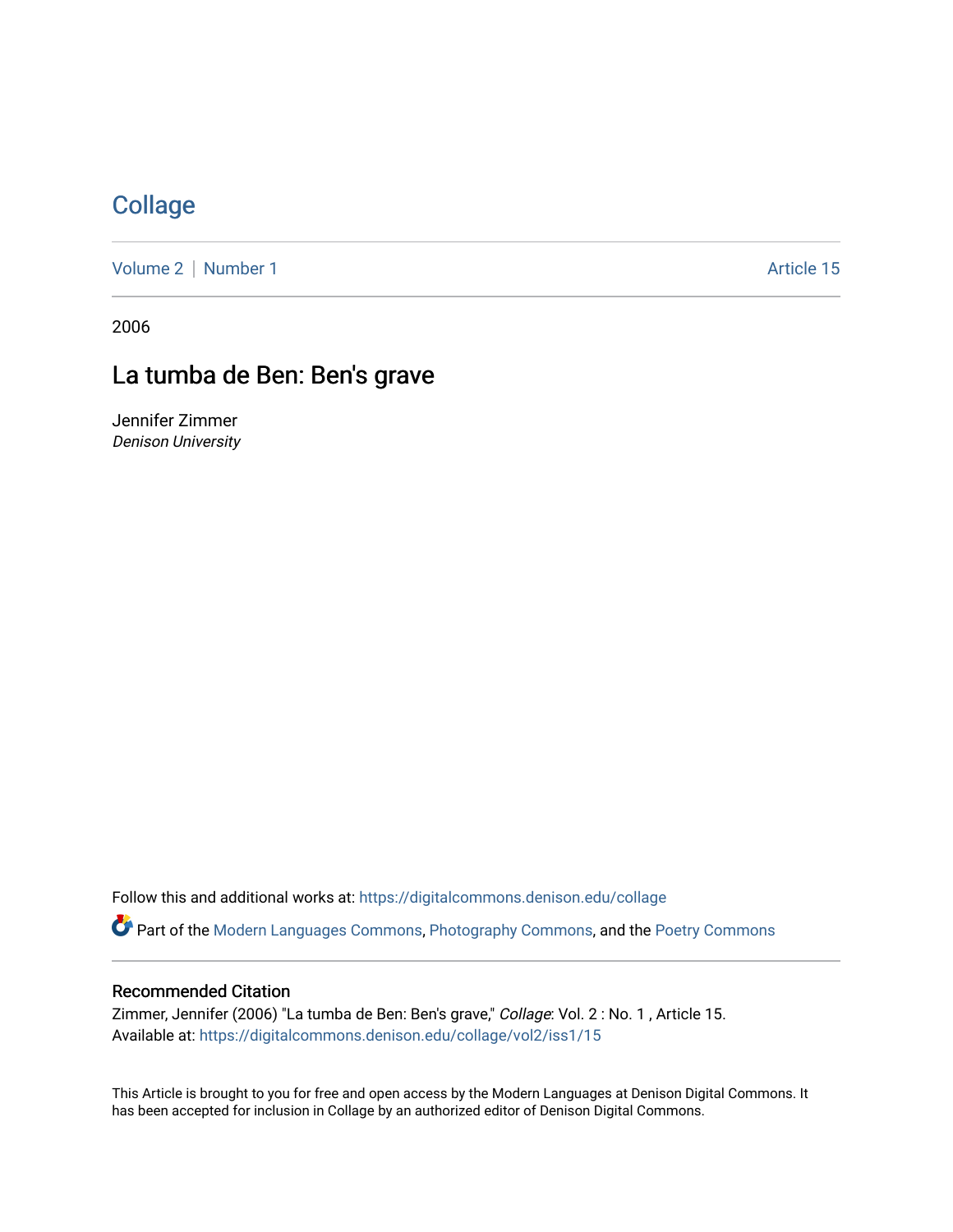# Collage

Volume 2 | Number 1 Article 15

2006

## La tumba de Ben: Ben's grave

Jennifer Zimmer
*Denison University*

Follow this and additional works at: https://digitalcommons.denison.edu/collage

Part of the Modern Languages Commons, Photography Commons, and the Poetry Commons

### Recommended Citation

Zimmer, Jennifer (2006) "La tumba de Ben: Ben's grave," *Collage*: Vol. 2 : No. 1 , Article 15.
Available at: https://digitalcommons.denison.edu/collage/vol2/iss1/15

This Article is brought to you for free and open access by the Modern Languages at Denison Digital Commons. It has been accepted for inclusion in Collage by an authorized editor of Denison Digital Commons.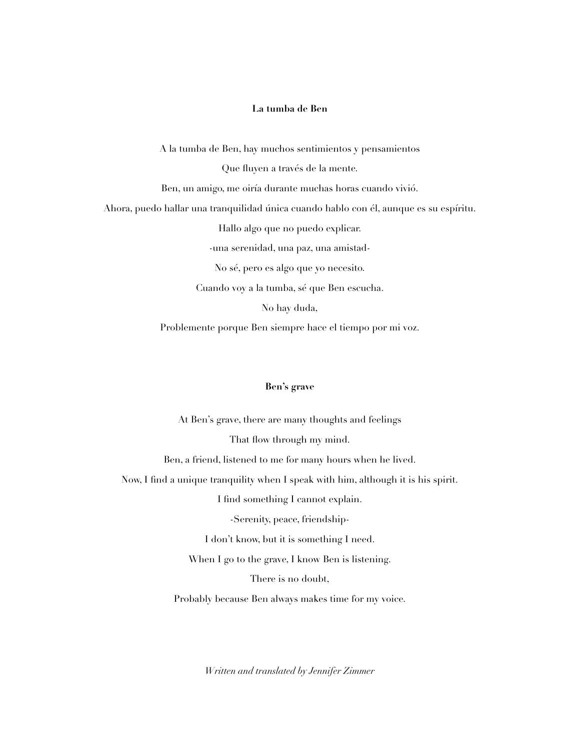**La tumba de Ben**

A la tumba de Ben, hay muchos sentimientos y pensamientos

Que fluyen a través de la mente.

Ben, un amigo, me oiría durante muchas horas cuando vivió.

Ahora, puedo hallar una tranquilidad única cuando hablo con él, aunque es su espíritu.

Hallo algo que no puedo explicar.

-una serenidad, una paz, una amistad-

No sé, pero es algo que yo necesito.

Cuando voy a la tumba, sé que Ben escucha.

No hay duda,

Problemente porque Ben siempre hace el tiempo por mi voz.

**Ben's grave**

At Ben's grave, there are many thoughts and feelings

That flow through my mind.

Ben, a friend, listened to me for many hours when he lived.

Now, I find a unique tranquility when I speak with him, although it is his spirit.

I find something I cannot explain.

-Serenity, peace, friendship-

I don't know, but it is something I need.

When I go to the grave, I know Ben is listening.

There is no doubt,

Probably because Ben always makes time for my voice.

*Written and translated by Jennifer Zimmer*